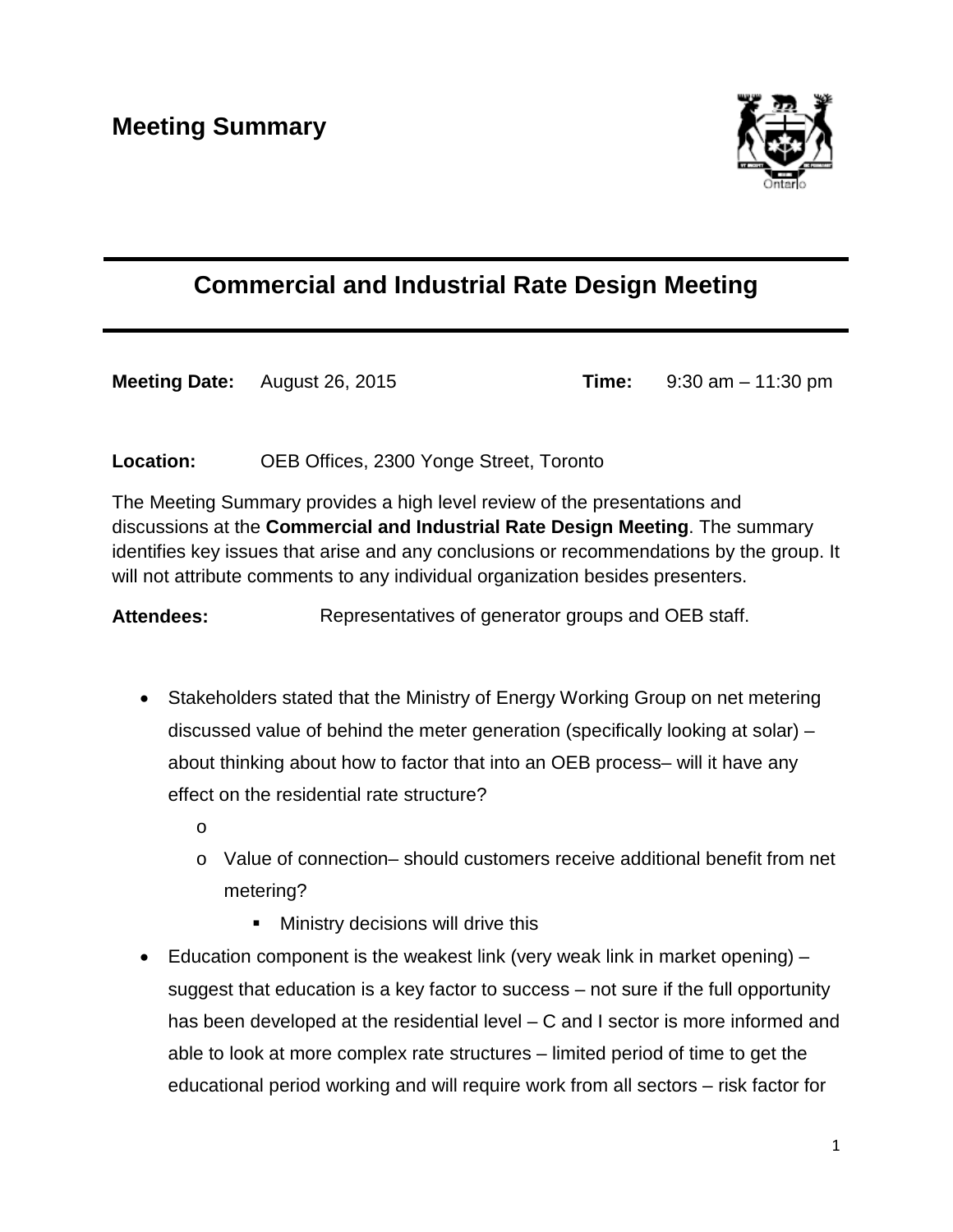## Meeting Summary

# Commercial and Industrial Rate Design Meeting

**Meeting Date:** August 26, 2015 **Time:** 9:30 am – 11:30 pm

**Location:** OEB Offices, 2300 Yonge Street, Toronto

The Meeting Summary provides a high level review of the presentations and discussions at the **Commercial and Industrial Rate Design Meeting**. The summary identifies key issues that arise and any conclusions or recommendations by the group. It will not attribute comments to any individual organization besides presenters.

**Attendees:** Representatives of generator groups and OEB staff.

- Stakeholders stated that the Ministry of Energy Working Group on net metering discussed value of behind the meter generation (specifically looking at solar) – about thinking about how to factor that into an OEB process– will it have any effect on the residential rate structure?
  - 
  - Value of connection– should customers receive additional benefit from net metering?
    - Ministry decisions will drive this
- Education component is the weakest link (very weak link in market opening) – suggest that education is a key factor to success – not sure if the full opportunity has been developed at the residential level – C and I sector is more informed and able to look at more complex rate structures – limited period of time to get the educational period working and will require work from all sectors – risk factor for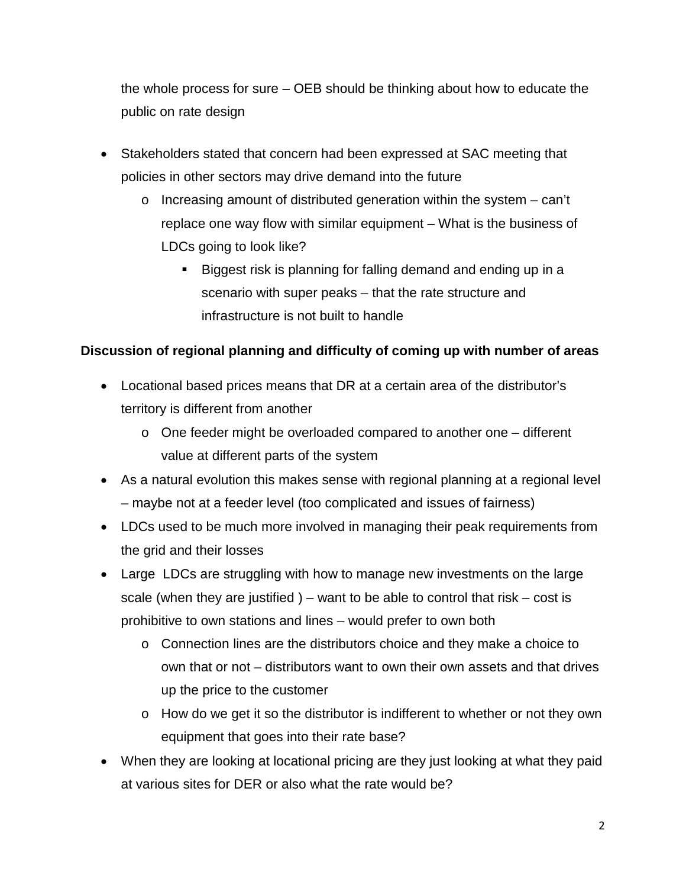the whole process for sure – OEB should be thinking about how to educate the public on rate design

- Stakeholders stated that concern had been expressed at SAC meeting that policies in other sectors may drive demand into the future
    - Increasing amount of distributed generation within the system – can't replace one way flow with similar equipment – What is the business of LDCs going to look like?
        - Biggest risk is planning for falling demand and ending up in a scenario with super peaks – that the rate structure and infrastructure is not built to handle

**Discussion of regional planning and difficulty of coming up with number of areas**

- Locational based prices means that DR at a certain area of the distributor's territory is different from another
    - One feeder might be overloaded compared to another one – different value at different parts of the system
- As a natural evolution this makes sense with regional planning at a regional level – maybe not at a feeder level (too complicated and issues of fairness)
- LDCs used to be much more involved in managing their peak requirements from the grid and their losses
- Large LDCs are struggling with how to manage new investments on the large scale (when they are justified ) – want to be able to control that risk – cost is prohibitive to own stations and lines – would prefer to own both
    - Connection lines are the distributors choice and they make a choice to own that or not – distributors want to own their own assets and that drives up the price to the customer
    - How do we get it so the distributor is indifferent to whether or not they own equipment that goes into their rate base?
- When they are looking at locational pricing are they just looking at what they paid at various sites for DER or also what the rate would be?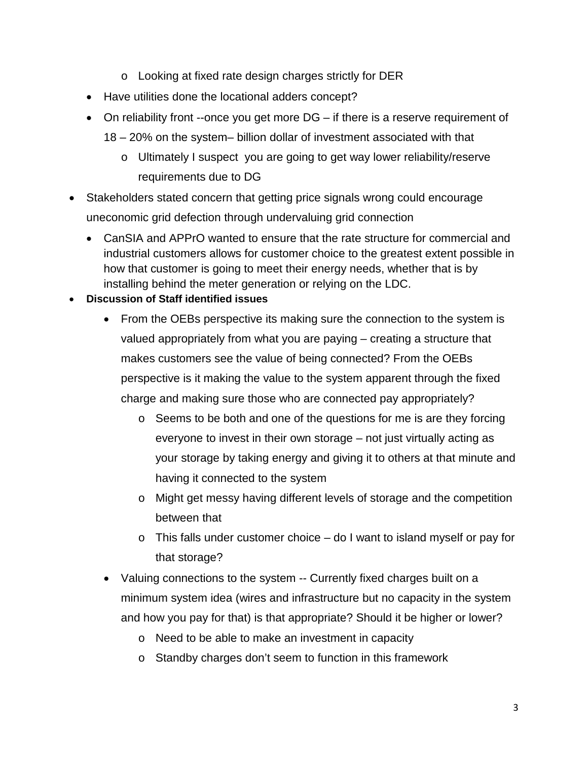- Looking at fixed rate design charges strictly for DER
  - Have utilities done the locational adders concept?
  - On reliability front --once you get more DG – if there is a reserve requirement of 18 – 20% on the system– billion dollar of investment associated with that
    - Ultimately I suspect you are going to get way lower reliability/reserve requirements due to DG
- Stakeholders stated concern that getting price signals wrong could encourage uneconomic grid defection through undervaluing grid connection
  - CanSIA and APPrO wanted to ensure that the rate structure for commercial and industrial customers allows for customer choice to the greatest extent possible in how that customer is going to meet their energy needs, whether that is by installing behind the meter generation or relying on the LDC.
- **Discussion of Staff identified issues**
  - From the OEBs perspective its making sure the connection to the system is valued appropriately from what you are paying – creating a structure that makes customers see the value of being connected? From the OEBs perspective is it making the value to the system apparent through the fixed charge and making sure those who are connected pay appropriately?
    - Seems to be both and one of the questions for me is are they forcing everyone to invest in their own storage – not just virtually acting as your storage by taking energy and giving it to others at that minute and having it connected to the system
    - Might get messy having different levels of storage and the competition between that
    - This falls under customer choice – do I want to island myself or pay for that storage?
  - Valuing connections to the system -- Currently fixed charges built on a minimum system idea (wires and infrastructure but no capacity in the system and how you pay for that) is that appropriate? Should it be higher or lower?
    - Need to be able to make an investment in capacity
    - Standby charges don't seem to function in this framework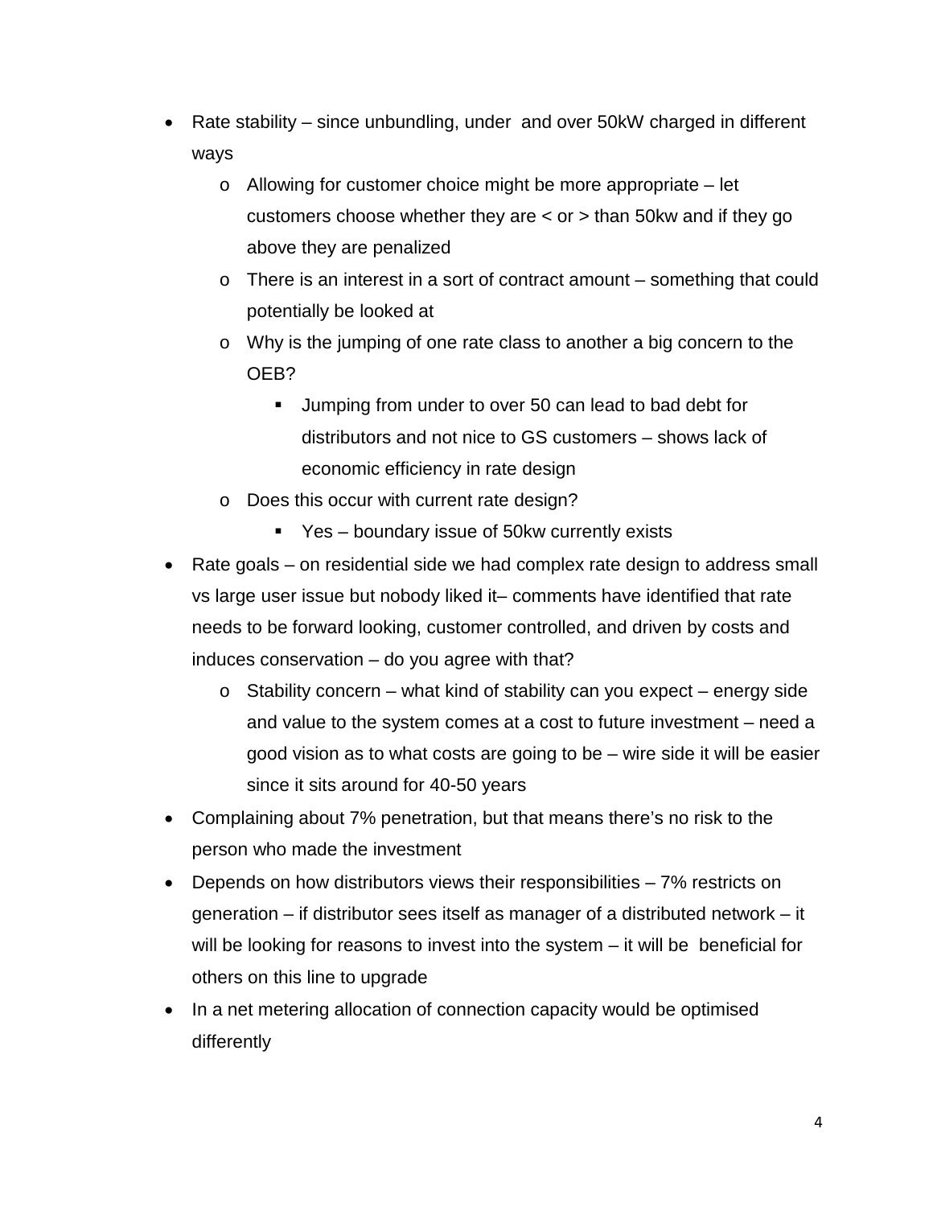- Rate stability – since unbundling, under and over 50kW charged in different ways
    - Allowing for customer choice might be more appropriate – let customers choose whether they are < or > than 50kw and if they go above they are penalized
    - There is an interest in a sort of contract amount – something that could potentially be looked at
    - Why is the jumping of one rate class to another a big concern to the OEB?
        - Jumping from under to over 50 can lead to bad debt for distributors and not nice to GS customers – shows lack of economic efficiency in rate design
    - Does this occur with current rate design?
        - Yes – boundary issue of 50kw currently exists
- Rate goals – on residential side we had complex rate design to address small vs large user issue but nobody liked it– comments have identified that rate needs to be forward looking, customer controlled, and driven by costs and induces conservation – do you agree with that?
    - Stability concern – what kind of stability can you expect – energy side and value to the system comes at a cost to future investment – need a good vision as to what costs are going to be – wire side it will be easier since it sits around for 40-50 years
- Complaining about 7% penetration, but that means there's no risk to the person who made the investment
- Depends on how distributors views their responsibilities – 7% restricts on generation – if distributor sees itself as manager of a distributed network – it will be looking for reasons to invest into the system – it will be beneficial for others on this line to upgrade
- In a net metering allocation of connection capacity would be optimised differently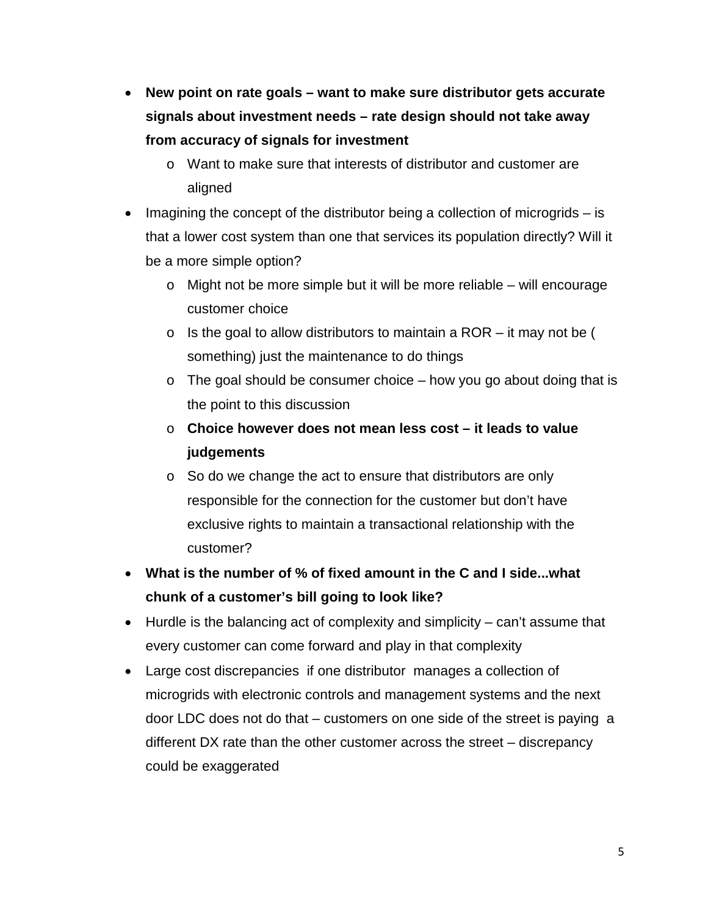- **New point on rate goals – want to make sure distributor gets accurate signals about investment needs – rate design should not take away from accuracy of signals for investment**
  - Want to make sure that interests of distributor and customer are aligned
- Imagining the concept of the distributor being a collection of microgrids – is that a lower cost system than one that services its population directly? Will it be a more simple option?
  - Might not be more simple but it will be more reliable – will encourage customer choice
  - Is the goal to allow distributors to maintain a ROR – it may not be ( something) just the maintenance to do things
  - The goal should be consumer choice – how you go about doing that is the point to this discussion
  - **Choice however does not mean less cost – it leads to value judgements**
  - So do we change the act to ensure that distributors are only responsible for the connection for the customer but don't have exclusive rights to maintain a transactional relationship with the customer?
- **What is the number of % of fixed amount in the C and I side...what chunk of a customer's bill going to look like?**
- Hurdle is the balancing act of complexity and simplicity – can't assume that every customer can come forward and play in that complexity
- Large cost discrepancies if one distributor manages a collection of microgrids with electronic controls and management systems and the next door LDC does not do that – customers on one side of the street is paying a different DX rate than the other customer across the street – discrepancy could be exaggerated